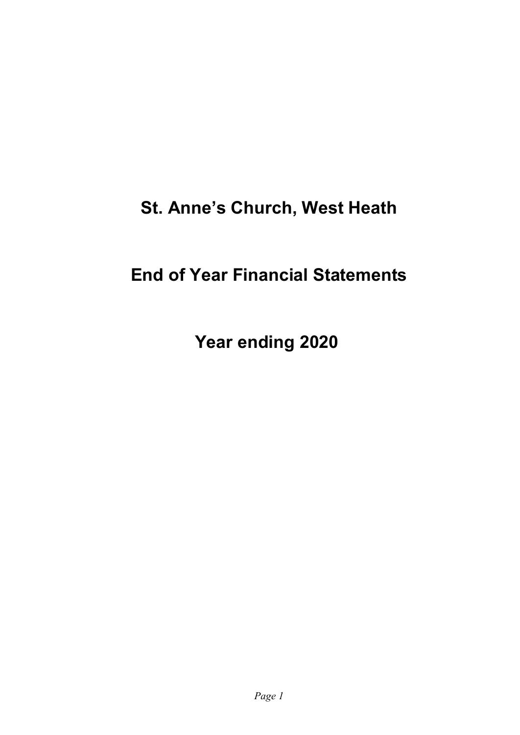# St. Anne's Church, West Heath

# End of Year Financial Statements

# Year ending 2020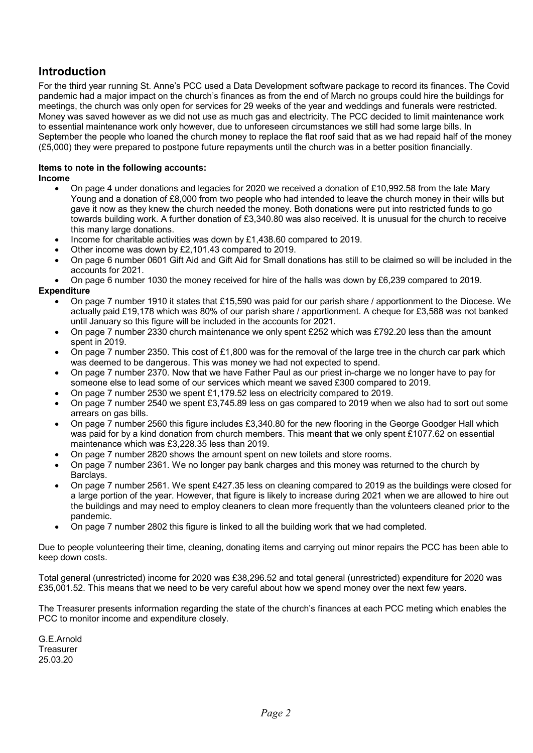## Introduction

For the third year running St. Anne's PCC used a Data Development software package to record its finances. The Covid pandemic had a major impact on the church's finances as from the end of March no groups could hire the buildings for meetings, the church was only open for services for 29 weeks of the year and weddings and funerals were restricted. Money was saved however as we did not use as much gas and electricity. The PCC decided to limit maintenance work to essential maintenance work only however, due to unforeseen circumstances we still had some large bills. In September the people who loaned the church money to replace the flat roof said that as we had repaid half of the money (£5,000) they were prepared to postpone future repayments until the church was in a better position financially.

**Items to note in the following accounts:**

**Income**

- On page 4 under donations and legacies for 2020 we received a donation of £10,992.58 from the late Mary Young and a donation of £8,000 from two people who had intended to leave the church money in their wills but gave it now as they knew the church needed the money. Both donations were put into restricted funds to go towards building work. A further donation of £3,340.80 was also received. It is unusual for the church to receive this many large donations.
- Income for charitable activities was down by £1,438.60 compared to 2019.
- Other income was down by £2,101.43 compared to 2019.
- On page 6 number 0601 Gift Aid and Gift Aid for Small donations has still to be claimed so will be included in the accounts for 2021.
- On page 6 number 1030 the money received for hire of the halls was down by £6,239 compared to 2019.

**Expenditure**

- On page 7 number 1910 it states that £15,590 was paid for our parish share / apportionment to the Diocese. We actually paid £19,178 which was 80% of our parish share / apportionment. A cheque for £3,588 was not banked until January so this figure will be included in the accounts for 2021.
- On page 7 number 2330 church maintenance we only spent £252 which was £792.20 less than the amount spent in 2019.
- On page 7 number 2350. This cost of £1,800 was for the removal of the large tree in the church car park which was deemed to be dangerous. This was money we had not expected to spend.
- On page 7 number 2370. Now that we have Father Paul as our priest in-charge we no longer have to pay for someone else to lead some of our services which meant we saved £300 compared to 2019.
- On page 7 number 2530 we spent £1,179.52 less on electricity compared to 2019.
- On page 7 number 2540 we spent £3,745.89 less on gas compared to 2019 when we also had to sort out some arrears on gas bills.
- On page 7 number 2560 this figure includes £3,340.80 for the new flooring in the George Goodger Hall which was paid for by a kind donation from church members. This meant that we only spent £1077.62 on essential maintenance which was £3,228.35 less than 2019.
- On page 7 number 2820 shows the amount spent on new toilets and store rooms.
- On page 7 number 2361. We no longer pay bank charges and this money was returned to the church by Barclays.
- On page 7 number 2561. We spent £427.35 less on cleaning compared to 2019 as the buildings were closed for a large portion of the year. However, that figure is likely to increase during 2021 when we are allowed to hire out the buildings and may need to employ cleaners to clean more frequently than the volunteers cleaned prior to the pandemic.
- On page 7 number 2802 this figure is linked to all the building work that we had completed.

Due to people volunteering their time, cleaning, donating items and carrying out minor repairs the PCC has been able to keep down costs.

Total general (unrestricted) income for 2020 was £38,296.52 and total general (unrestricted) expenditure for 2020 was £35,001.52. This means that we need to be very careful about how we spend money over the next few years.

The Treasurer presents information regarding the state of the church's finances at each PCC meting which enables the PCC to monitor income and expenditure closely.

G.E.Arnold
Treasurer
25.03.20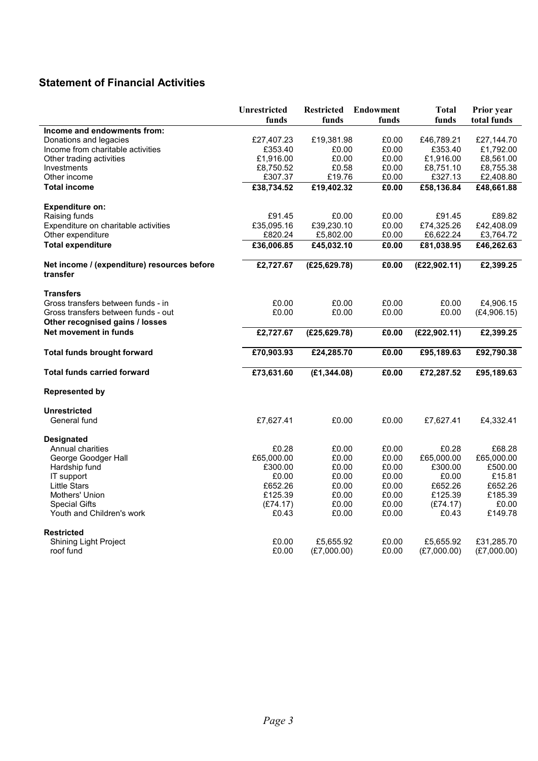## Statement of Financial Activities

| | Unrestricted funds | Restricted funds | Endowment funds | Total funds | Prior year total funds |
|---|---|---|---|---|---|
| **Income and endowments from:** | | | | | |
| Donations and legacies | £27,407.23 | £19,381.98 | £0.00 | £46,789.21 | £27,144.70 |
| Income from charitable activities | £353.40 | £0.00 | £0.00 | £353.40 | £1,792.00 |
| Other trading activities | £1,916.00 | £0.00 | £0.00 | £1,916.00 | £8,561.00 |
| Investments | £8,750.52 | £0.58 | £0.00 | £8,751.10 | £8,755.38 |
| Other income | £307.37 | £19.76 | £0.00 | £327.13 | £2,408.80 |
| **Total income** | **£38,734.52** | **£19,402.32** | **£0.00** | **£58,136.84** | **£48,661.88** |
| **Expenditure on:** | | | | | |
| Raising funds | £91.45 | £0.00 | £0.00 | £91.45 | £89.82 |
| Expenditure on charitable activities | £35,095.16 | £39,230.10 | £0.00 | £74,325.26 | £42,408.09 |
| Other expenditure | £820.24 | £5,802.00 | £0.00 | £6,622.24 | £3,764.72 |
| **Total expenditure** | **£36,006.85** | **£45,032.10** | **£0.00** | **£81,038.95** | **£46,262.63** |
| **Net income / (expenditure) resources before transfer** | **£2,727.67** | **(£25,629.78)** | **£0.00** | **(£22,902.11)** | **£2,399.25** |
| **Transfers** | | | | | |
| Gross transfers between funds - in | £0.00 | £0.00 | £0.00 | £0.00 | £4,906.15 |
| Gross transfers between funds - out | £0.00 | £0.00 | £0.00 | £0.00 | (£4,906.15) |
| **Other recognised gains / losses** | | | | | |
| **Net movement in funds** | **£2,727.67** | **(£25,629.78)** | **£0.00** | **(£22,902.11)** | **£2,399.25** |
| **Total funds brought forward** | **£70,903.93** | **£24,285.70** | **£0.00** | **£95,189.63** | **£92,790.38** |
| **Total funds carried forward** | **£73,631.60** | **(£1,344.08)** | **£0.00** | **£72,287.52** | **£95,189.63** |
| **Represented by** | | | | | |
| **Unrestricted** | | | | | |
| General fund | £7,627.41 | £0.00 | £0.00 | £7,627.41 | £4,332.41 |
| **Designated** | | | | | |
| Annual charities | £0.28 | £0.00 | £0.00 | £0.28 | £68.28 |
| George Goodger Hall | £65,000.00 | £0.00 | £0.00 | £65,000.00 | £65,000.00 |
| Hardship fund | £300.00 | £0.00 | £0.00 | £300.00 | £500.00 |
| IT support | £0.00 | £0.00 | £0.00 | £0.00 | £15.81 |
| Little Stars | £652.26 | £0.00 | £0.00 | £652.26 | £652.26 |
| Mothers' Union | £125.39 | £0.00 | £0.00 | £125.39 | £185.39 |
| Special Gifts | (£74.17) | £0.00 | £0.00 | (£74.17) | £0.00 |
| Youth and Children's work | £0.43 | £0.00 | £0.00 | £0.43 | £149.78 |
| **Restricted** | | | | | |
| Shining Light Project | £0.00 | £5,655.92 | £0.00 | £5,655.92 | £31,285.70 |
| roof fund | £0.00 | (£7,000.00) | £0.00 | (£7,000.00) | (£7,000.00) |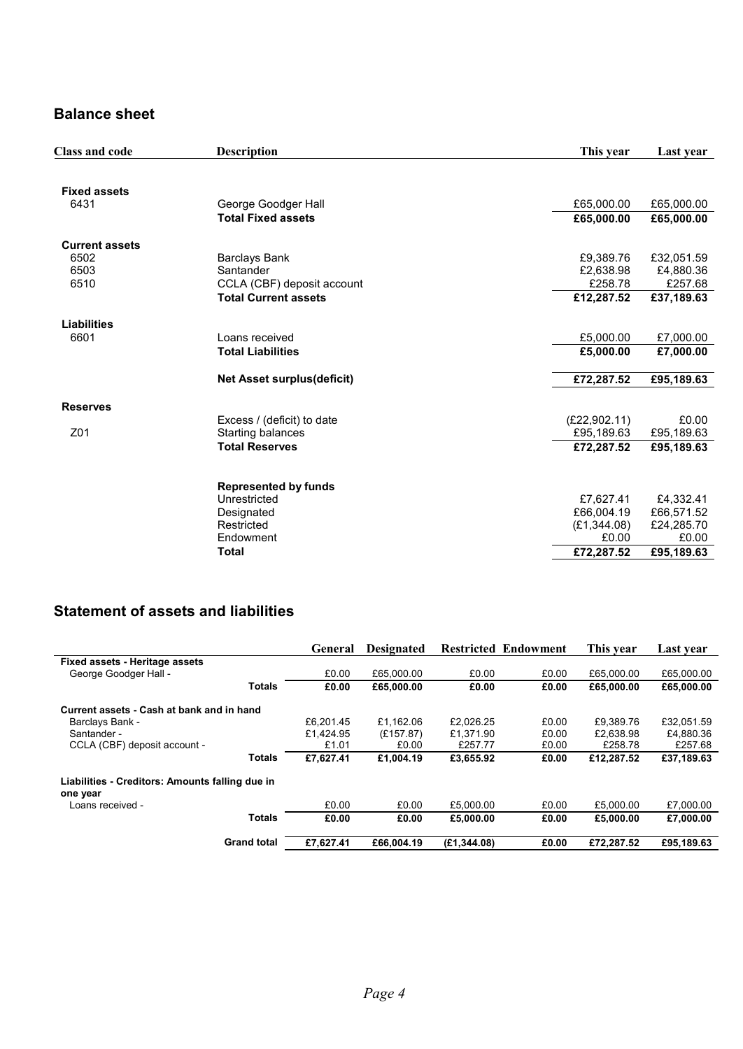## Balance sheet

| Class and code | Description | This year | Last year |
|---|---|---|---|
| **Fixed assets** | | | |
| 6431 | George Goodger Hall | £65,000.00 | £65,000.00 |
| | **Total Fixed assets** | **£65,000.00** | **£65,000.00** |
| **Current assets** | | | |
| 6502 | Barclays Bank | £9,389.76 | £32,051.59 |
| 6503 | Santander | £2,638.98 | £4,880.36 |
| 6510 | CCLA (CBF) deposit account | £258.78 | £257.68 |
| | **Total Current assets** | **£12,287.52** | **£37,189.63** |
| **Liabilities** | | | |
| 6601 | Loans received | £5,000.00 | £7,000.00 |
| | **Total Liabilities** | **£5,000.00** | **£7,000.00** |
| | **Net Asset surplus(deficit)** | **£72,287.52** | **£95,189.63** |
| **Reserves** | | | |
| | Excess / (deficit) to date | (£22,902.11) | £0.00 |
| Z01 | Starting balances | £95,189.63 | £95,189.63 |
| | **Total Reserves** | **£72,287.52** | **£95,189.63** |
| | **Represented by funds** | | |
| | Unrestricted | £7,627.41 | £4,332.41 |
| | Designated | £66,004.19 | £66,571.52 |
| | Restricted | (£1,344.08) | £24,285.70 |
| | Endowment | £0.00 | £0.00 |
| | **Total** | **£72,287.52** | **£95,189.63** |

## Statement of assets and liabilities

| | General | Designated | Restricted | Endowment | This year | Last year |
|---|---|---|---|---|---|---|
| **Fixed assets - Heritage assets** | | | | | | |
| George Goodger Hall - | £0.00 | £65,000.00 | £0.00 | £0.00 | £65,000.00 | £65,000.00 |
| **Totals** | **£0.00** | **£65,000.00** | **£0.00** | **£0.00** | **£65,000.00** | **£65,000.00** |
| **Current assets - Cash at bank and in hand** | | | | | | |
| Barclays Bank - | £6,201.45 | £1,162.06 | £2,026.25 | £0.00 | £9,389.76 | £32,051.59 |
| Santander - | £1,424.95 | (£157.87) | £1,371.90 | £0.00 | £2,638.98 | £4,880.36 |
| CCLA (CBF) deposit account - | £1.01 | £0.00 | £257.77 | £0.00 | £258.78 | £257.68 |
| **Totals** | **£7,627.41** | **£1,004.19** | **£3,655.92** | **£0.00** | **£12,287.52** | **£37,189.63** |
| **Liabilities - Creditors: Amounts falling due in one year** | | | | | | |
| Loans received - | £0.00 | £0.00 | £5,000.00 | £0.00 | £5,000.00 | £7,000.00 |
| **Totals** | **£0.00** | **£0.00** | **£5,000.00** | **£0.00** | **£5,000.00** | **£7,000.00** |
| **Grand total** | **£7,627.41** | **£66,004.19** | **(£1,344.08)** | **£0.00** | **£72,287.52** | **£95,189.63** |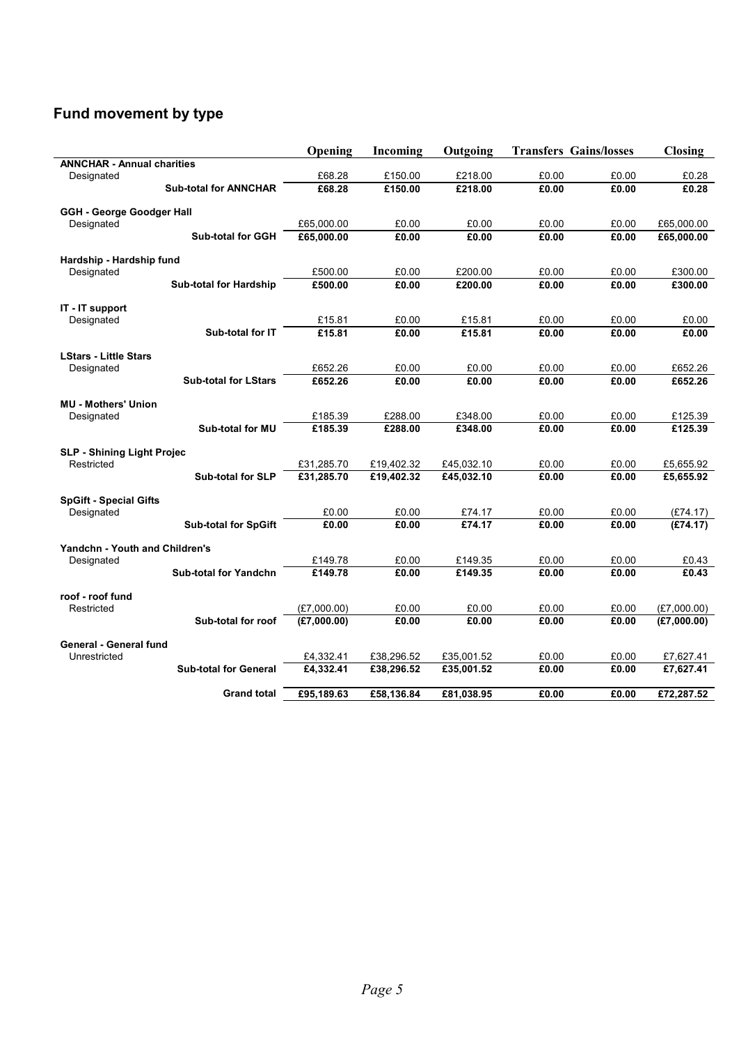## Fund movement by type

| | Opening | Incoming | Outgoing | Transfers | Gains/losses | Closing |
|---|---|---|---|---|---|---|
| **ANNCHAR - Annual charities** | | | | | | |
| Designated | £68.28 | £150.00 | £218.00 | £0.00 | £0.00 | £0.28 |
| **Sub-total for ANNCHAR** | **£68.28** | **£150.00** | **£218.00** | **£0.00** | **£0.00** | **£0.28** |
| **GGH - George Goodger Hall** | | | | | | |
| Designated | £65,000.00 | £0.00 | £0.00 | £0.00 | £0.00 | £65,000.00 |
| **Sub-total for GGH** | **£65,000.00** | **£0.00** | **£0.00** | **£0.00** | **£0.00** | **£65,000.00** |
| **Hardship - Hardship fund** | | | | | | |
| Designated | £500.00 | £0.00 | £200.00 | £0.00 | £0.00 | £300.00 |
| **Sub-total for Hardship** | **£500.00** | **£0.00** | **£200.00** | **£0.00** | **£0.00** | **£300.00** |
| **IT - IT support** | | | | | | |
| Designated | £15.81 | £0.00 | £15.81 | £0.00 | £0.00 | £0.00 |
| **Sub-total for IT** | **£15.81** | **£0.00** | **£15.81** | **£0.00** | **£0.00** | **£0.00** |
| **LStars - Little Stars** | | | | | | |
| Designated | £652.26 | £0.00 | £0.00 | £0.00 | £0.00 | £652.26 |
| **Sub-total for LStars** | **£652.26** | **£0.00** | **£0.00** | **£0.00** | **£0.00** | **£652.26** |
| **MU - Mothers' Union** | | | | | | |
| Designated | £185.39 | £288.00 | £348.00 | £0.00 | £0.00 | £125.39 |
| **Sub-total for MU** | **£185.39** | **£288.00** | **£348.00** | **£0.00** | **£0.00** | **£125.39** |
| **SLP - Shining Light Projec** | | | | | | |
| Restricted | £31,285.70 | £19,402.32 | £45,032.10 | £0.00 | £0.00 | £5,655.92 |
| **Sub-total for SLP** | **£31,285.70** | **£19,402.32** | **£45,032.10** | **£0.00** | **£0.00** | **£5,655.92** |
| **SpGift - Special Gifts** | | | | | | |
| Designated | £0.00 | £0.00 | £74.17 | £0.00 | £0.00 | (£74.17) |
| **Sub-total for SpGift** | **£0.00** | **£0.00** | **£74.17** | **£0.00** | **£0.00** | **(£74.17)** |
| **Yandchn - Youth and Children's** | | | | | | |
| Designated | £149.78 | £0.00 | £149.35 | £0.00 | £0.00 | £0.43 |
| **Sub-total for Yandchn** | **£149.78** | **£0.00** | **£149.35** | **£0.00** | **£0.00** | **£0.43** |
| **roof - roof fund** | | | | | | |
| Restricted | (£7,000.00) | £0.00 | £0.00 | £0.00 | £0.00 | (£7,000.00) |
| **Sub-total for roof** | **(£7,000.00)** | **£0.00** | **£0.00** | **£0.00** | **£0.00** | **(£7,000.00)** |
| **General - General fund** | | | | | | |
| Unrestricted | £4,332.41 | £38,296.52 | £35,001.52 | £0.00 | £0.00 | £7,627.41 |
| **Sub-total for General** | **£4,332.41** | **£38,296.52** | **£35,001.52** | **£0.00** | **£0.00** | **£7,627.41** |
| **Grand total** | **£95,189.63** | **£58,136.84** | **£81,038.95** | **£0.00** | **£0.00** | **£72,287.52** |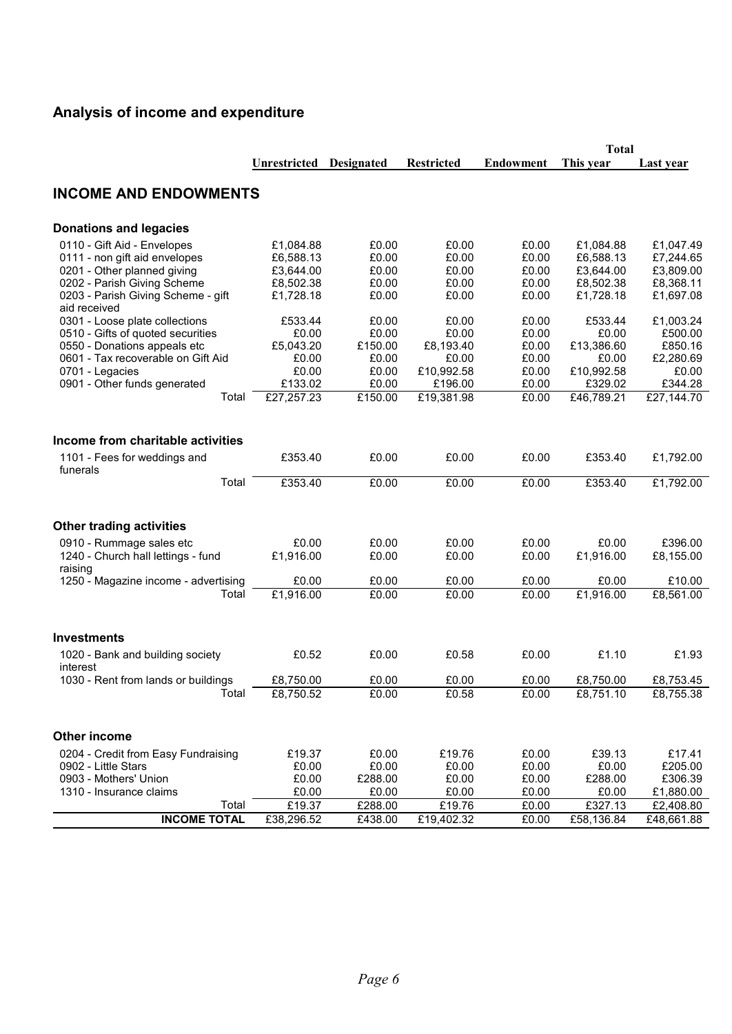## Analysis of income and expenditure

| | Unrestricted | Designated | Restricted | Endowment | Total This year | Total Last year |
|---|---|---|---|---|---|---|
| **INCOME AND ENDOWMENTS** | | | | | | |
| **Donations and legacies** | | | | | | |
| 0110 - Gift Aid - Envelopes | £1,084.88 | £0.00 | £0.00 | £0.00 | £1,084.88 | £1,047.49 |
| 0111 - non gift aid envelopes | £6,588.13 | £0.00 | £0.00 | £0.00 | £6,588.13 | £7,244.65 |
| 0201 - Other planned giving | £3,644.00 | £0.00 | £0.00 | £0.00 | £3,644.00 | £3,809.00 |
| 0202 - Parish Giving Scheme | £8,502.38 | £0.00 | £0.00 | £0.00 | £8,502.38 | £8,368.11 |
| 0203 - Parish Giving Scheme - gift aid received | £1,728.18 | £0.00 | £0.00 | £0.00 | £1,728.18 | £1,697.08 |
| 0301 - Loose plate collections | £533.44 | £0.00 | £0.00 | £0.00 | £533.44 | £1,003.24 |
| 0510 - Gifts of quoted securities | £0.00 | £0.00 | £0.00 | £0.00 | £0.00 | £500.00 |
| 0550 - Donations appeals etc | £5,043.20 | £150.00 | £8,193.40 | £0.00 | £13,386.60 | £850.16 |
| 0601 - Tax recoverable on Gift Aid | £0.00 | £0.00 | £0.00 | £0.00 | £0.00 | £2,280.69 |
| 0701 - Legacies | £0.00 | £0.00 | £10,992.58 | £0.00 | £10,992.58 | £0.00 |
| 0901 - Other funds generated | £133.02 | £0.00 | £196.00 | £0.00 | £329.02 | £344.28 |
| Total | £27,257.23 | £150.00 | £19,381.98 | £0.00 | £46,789.21 | £27,144.70 |
| **Income from charitable activities** | | | | | | |
| 1101 - Fees for weddings and funerals | £353.40 | £0.00 | £0.00 | £0.00 | £353.40 | £1,792.00 |
| Total | £353.40 | £0.00 | £0.00 | £0.00 | £353.40 | £1,792.00 |
| **Other trading activities** | | | | | | |
| 0910 - Rummage sales etc | £0.00 | £0.00 | £0.00 | £0.00 | £0.00 | £396.00 |
| 1240 - Church hall lettings - fund raising | £1,916.00 | £0.00 | £0.00 | £0.00 | £1,916.00 | £8,155.00 |
| 1250 - Magazine income - advertising | £0.00 | £0.00 | £0.00 | £0.00 | £0.00 | £10.00 |
| Total | £1,916.00 | £0.00 | £0.00 | £0.00 | £1,916.00 | £8,561.00 |
| **Investments** | | | | | | |
| 1020 - Bank and building society interest | £0.52 | £0.00 | £0.58 | £0.00 | £1.10 | £1.93 |
| 1030 - Rent from lands or buildings | £8,750.00 | £0.00 | £0.00 | £0.00 | £8,750.00 | £8,753.45 |
| Total | £8,750.52 | £0.00 | £0.58 | £0.00 | £8,751.10 | £8,755.38 |
| **Other income** | | | | | | |
| 0204 - Credit from Easy Fundraising | £19.37 | £0.00 | £19.76 | £0.00 | £39.13 | £17.41 |
| 0902 - Little Stars | £0.00 | £0.00 | £0.00 | £0.00 | £0.00 | £205.00 |
| 0903 - Mothers' Union | £0.00 | £288.00 | £0.00 | £0.00 | £288.00 | £306.39 |
| 1310 - Insurance claims | £0.00 | £0.00 | £0.00 | £0.00 | £0.00 | £1,880.00 |
| Total | £19.37 | £288.00 | £19.76 | £0.00 | £327.13 | £2,408.80 |
| **INCOME TOTAL** | £38,296.52 | £438.00 | £19,402.32 | £0.00 | £58,136.84 | £48,661.88 |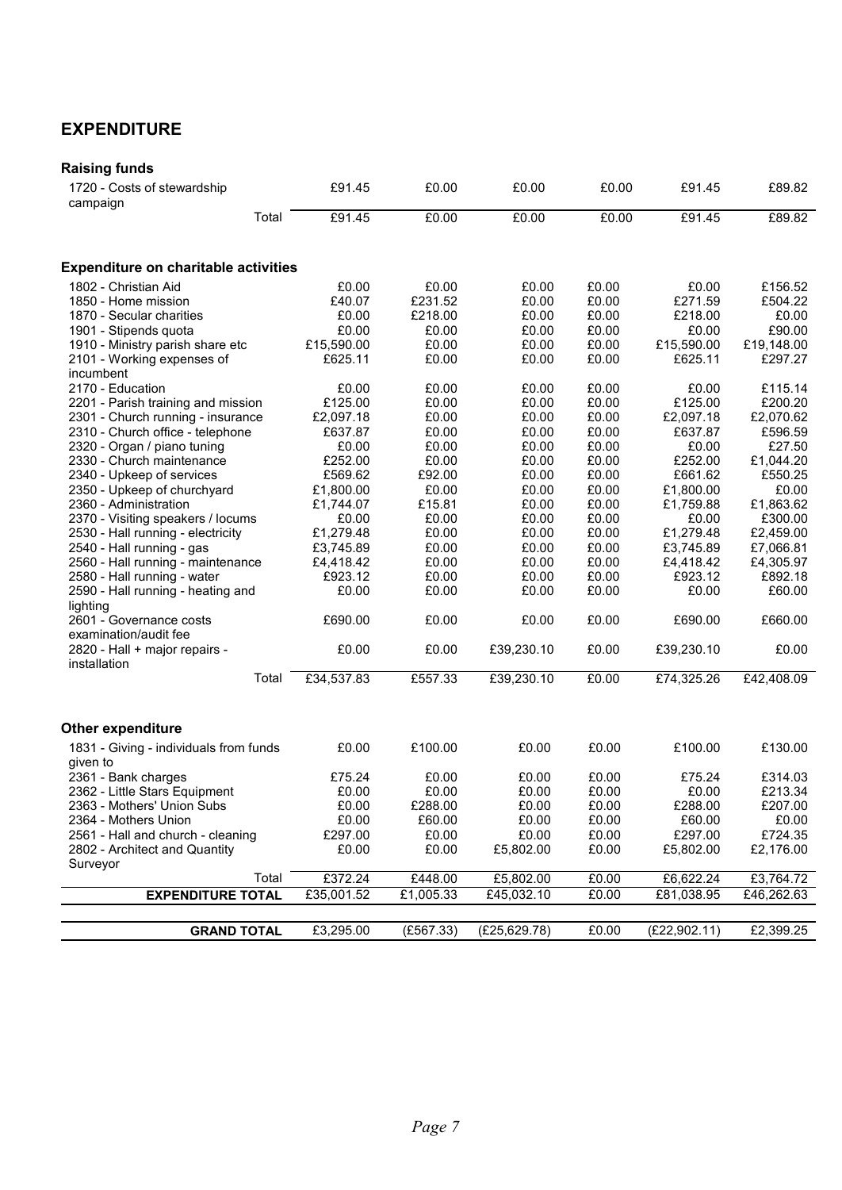## EXPENDITURE

| | | | | | | |
|---|---|---|---|---|---|---|
| **Raising funds** | | | | | | |
| 1720 - Costs of stewardship campaign | £91.45 | £0.00 | £0.00 | £0.00 | £91.45 | £89.82 |
| Total | £91.45 | £0.00 | £0.00 | £0.00 | £91.45 | £89.82 |
| | | | | | | |
| **Expenditure on charitable activities** | | | | | | |
| 1802 - Christian Aid | £0.00 | £0.00 | £0.00 | £0.00 | £0.00 | £156.52 |
| 1850 - Home mission | £40.07 | £231.52 | £0.00 | £0.00 | £271.59 | £504.22 |
| 1870 - Secular charities | £0.00 | £218.00 | £0.00 | £0.00 | £218.00 | £0.00 |
| 1901 - Stipends quota | £0.00 | £0.00 | £0.00 | £0.00 | £0.00 | £90.00 |
| 1910 - Ministry parish share etc | £15,590.00 | £0.00 | £0.00 | £0.00 | £15,590.00 | £19,148.00 |
| 2101 - Working expenses of incumbent | £625.11 | £0.00 | £0.00 | £0.00 | £625.11 | £297.27 |
| 2170 - Education | £0.00 | £0.00 | £0.00 | £0.00 | £0.00 | £115.14 |
| 2201 - Parish training and mission | £125.00 | £0.00 | £0.00 | £0.00 | £125.00 | £200.20 |
| 2301 - Church running - insurance | £2,097.18 | £0.00 | £0.00 | £0.00 | £2,097.18 | £2,070.62 |
| 2310 - Church office - telephone | £637.87 | £0.00 | £0.00 | £0.00 | £637.87 | £596.59 |
| 2320 - Organ / piano tuning | £0.00 | £0.00 | £0.00 | £0.00 | £0.00 | £27.50 |
| 2330 - Church maintenance | £252.00 | £0.00 | £0.00 | £0.00 | £252.00 | £1,044.20 |
| 2340 - Upkeep of services | £569.62 | £92.00 | £0.00 | £0.00 | £661.62 | £550.25 |
| 2350 - Upkeep of churchyard | £1,800.00 | £0.00 | £0.00 | £0.00 | £1,800.00 | £0.00 |
| 2360 - Administration | £1,744.07 | £15.81 | £0.00 | £0.00 | £1,759.88 | £1,863.62 |
| 2370 - Visiting speakers / locums | £0.00 | £0.00 | £0.00 | £0.00 | £0.00 | £300.00 |
| 2530 - Hall running - electricity | £1,279.48 | £0.00 | £0.00 | £0.00 | £1,279.48 | £2,459.00 |
| 2540 - Hall running - gas | £3,745.89 | £0.00 | £0.00 | £0.00 | £3,745.89 | £7,066.81 |
| 2560 - Hall running - maintenance | £4,418.42 | £0.00 | £0.00 | £0.00 | £4,418.42 | £4,305.97 |
| 2580 - Hall running - water | £923.12 | £0.00 | £0.00 | £0.00 | £923.12 | £892.18 |
| 2590 - Hall running - heating and lighting | £0.00 | £0.00 | £0.00 | £0.00 | £0.00 | £60.00 |
| 2601 - Governance costs examination/audit fee | £690.00 | £0.00 | £0.00 | £0.00 | £690.00 | £660.00 |
| 2820 - Hall + major repairs - installation | £0.00 | £0.00 | £39,230.10 | £0.00 | £39,230.10 | £0.00 |
| Total | £34,537.83 | £557.33 | £39,230.10 | £0.00 | £74,325.26 | £42,408.09 |
| | | | | | | |
| **Other expenditure** | | | | | | |
| 1831 - Giving - individuals from funds given to | £0.00 | £100.00 | £0.00 | £0.00 | £100.00 | £130.00 |
| 2361 - Bank charges | £75.24 | £0.00 | £0.00 | £0.00 | £75.24 | £314.03 |
| 2362 - Little Stars Equipment | £0.00 | £0.00 | £0.00 | £0.00 | £0.00 | £213.34 |
| 2363 - Mothers' Union Subs | £0.00 | £288.00 | £0.00 | £0.00 | £288.00 | £207.00 |
| 2364 - Mothers Union | £0.00 | £60.00 | £0.00 | £0.00 | £60.00 | £0.00 |
| 2561 - Hall and church - cleaning | £297.00 | £0.00 | £0.00 | £0.00 | £297.00 | £724.35 |
| 2802 - Architect and Quantity Surveyor | £0.00 | £0.00 | £5,802.00 | £0.00 | £5,802.00 | £2,176.00 |
| Total | £372.24 | £448.00 | £5,802.00 | £0.00 | £6,622.24 | £3,764.72 |
| **EXPENDITURE TOTAL** | £35,001.52 | £1,005.33 | £45,032.10 | £0.00 | £81,038.95 | £46,262.63 |
| | | | | | | |
| **GRAND TOTAL** | £3,295.00 | (£567.33) | (£25,629.78) | £0.00 | (£22,902.11) | £2,399.25 |